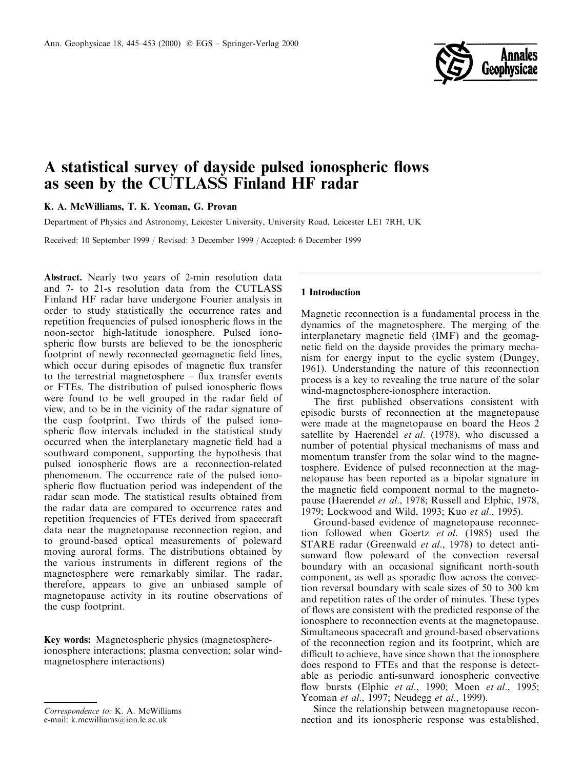# A statistical survey of dayside pulsed ionospheric flows as seen by the CUTLASS Finland HF radar

**K. A. McWilliams, T. K. Yeoman, G. Provan**

Department of Physics and Astronomy, Leicester University, University Road, Leicester LE1 7RH, UK

Received: 10 September 1999 / Revised: 3 December 1999 / Accepted: 6 December 1999

**Abstract.** Nearly two years of 2-min resolution data and 7- to 21-s resolution data from the CUTLASS Finland HF radar have undergone Fourier analysis in order to study statistically the occurrence rates and repetition frequencies of pulsed ionospheric flows in the noon-sector high-latitude ionosphere. Pulsed ionospheric flow bursts are believed to be the ionospheric footprint of newly reconnected geomagnetic field lines, which occur during episodes of magnetic flux transfer to the terrestrial magnetosphere – flux transfer events or FTEs. The distribution of pulsed ionospheric flows were found to be well grouped in the radar field of view, and to be in the vicinity of the radar signature of the cusp footprint. Two thirds of the pulsed ionospheric flow intervals included in the statistical study occurred when the interplanetary magnetic field had a southward component, supporting the hypothesis that pulsed ionospheric flows are a reconnection-related phenomenon. The occurrence rate of the pulsed ionospheric flow fluctuation period was independent of the radar scan mode. The statistical results obtained from the radar data are compared to occurrence rates and repetition frequencies of FTEs derived from spacecraft data near the magnetopause reconnection region, and to ground-based optical measurements of poleward moving auroral forms. The distributions obtained by the various instruments in different regions of the magnetosphere were remarkably similar. The radar, therefore, appears to give an unbiased sample of magnetopause activity in its routine observations of the cusp footprint.

**Key words:** Magnetospheric physics (magnetosphere-ionosphere interactions; plasma convection; solar wind-magnetosphere interactions)

*Correspondence to:* K. A. McWilliams
e-mail: k.mcwilliams@ion.le.ac.uk

## 1 Introduction

Magnetic reconnection is a fundamental process in the dynamics of the magnetosphere. The merging of the interplanetary magnetic field (IMF) and the geomagnetic field on the dayside provides the primary mechanism for energy input to the cyclic system (Dungey, 1961). Understanding the nature of this reconnection process is a key to revealing the true nature of the solar wind-magnetosphere-ionosphere interaction.

The first published observations consistent with episodic bursts of reconnection at the magnetopause were made at the magnetopause on board the Heos 2 satellite by Haerendel *et al.* (1978), who discussed a number of potential physical mechanisms of mass and momentum transfer from the solar wind to the magnetosphere. Evidence of pulsed reconnection at the magnetopause has been reported as a bipolar signature in the magnetic field component normal to the magnetopause (Haerendel *et al.*, 1978; Russell and Elphic, 1978, 1979; Lockwood and Wild, 1993; Kuo *et al.*, 1995).

Ground-based evidence of magnetopause reconnection followed when Goertz *et al.* (1985) used the STARE radar (Greenwald *et al.*, 1978) to detect anti-sunward flow poleward of the convection reversal boundary with an occasional significant north-south component, as well as sporadic flow across the convection reversal boundary with scale sizes of 50 to 300 km and repetition rates of the order of minutes. These types of flows are consistent with the predicted response of the ionosphere to reconnection events at the magnetopause. Simultaneous spacecraft and ground-based observations of the reconnection region and its footprint, which are difficult to achieve, have since shown that the ionosphere does respond to FTEs and that the response is detectable as periodic anti-sunward ionospheric convective flow bursts (Elphic *et al.*, 1990; Moen *et al.*, 1995; Yeoman *et al.*, 1997; Neudegg *et al.*, 1999).

Since the relationship between magnetopause reconnection and its ionospheric response was established,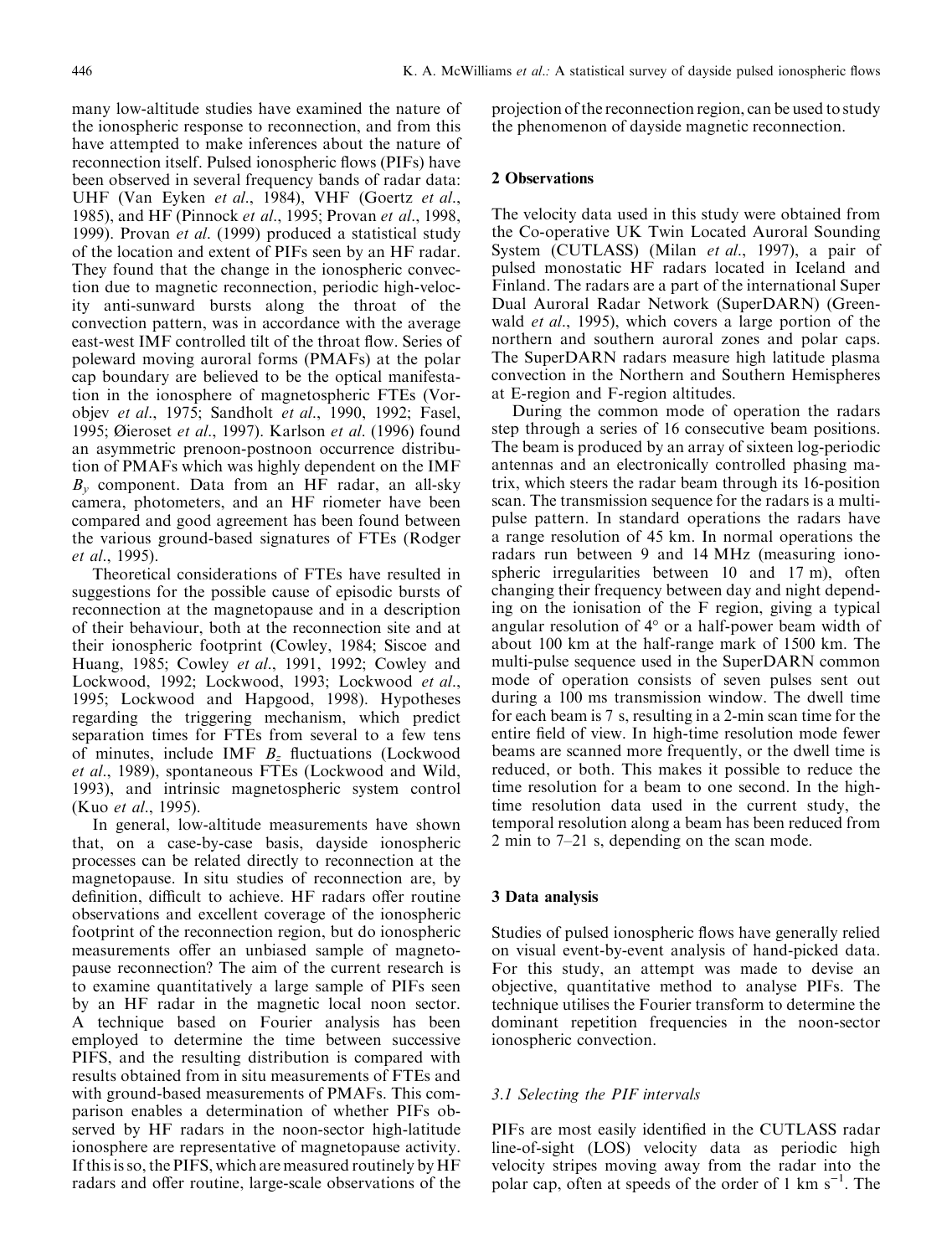many low-altitude studies have examined the nature of the ionospheric response to reconnection, and from this have attempted to make inferences about the nature of reconnection itself. Pulsed ionospheric flows (PIFs) have been observed in several frequency bands of radar data: UHF (Van Eyken *et al*., 1984), VHF (Goertz *et al*., 1985), and HF (Pinnock *et al*., 1995; Provan *et al*., 1998, 1999). Provan *et al*. (1999) produced a statistical study of the location and extent of PIFs seen by an HF radar. They found that the change in the ionospheric convection due to magnetic reconnection, periodic high-velocity anti-sunward bursts along the throat of the convection pattern, was in accordance with the average east-west IMF controlled tilt of the throat flow. Series of poleward moving auroral forms (PMAFs) at the polar cap boundary are believed to be the optical manifestation in the ionosphere of magnetospheric FTEs (Vorobjev *et al*., 1975; Sandholt *et al*., 1990, 1992; Fasel, 1995; Øieroset *et al*., 1997). Karlson *et al*. (1996) found an asymmetric prenoon-postnoon occurrence distribution of PMAFs which was highly dependent on the IMF $B_y$ component. Data from an HF radar, an all-sky camera, photometers, and an HF riometer have been compared and good agreement has been found between the various ground-based signatures of FTEs (Rodger *et al*., 1995).

Theoretical considerations of FTEs have resulted in suggestions for the possible cause of episodic bursts of reconnection at the magnetopause and in a description of their behaviour, both at the reconnection site and at their ionospheric footprint (Cowley, 1984; Siscoe and Huang, 1985; Cowley *et al*., 1991, 1992; Cowley and Lockwood, 1992; Lockwood, 1993; Lockwood *et al*., 1995; Lockwood and Hapgood, 1998). Hypotheses regarding the triggering mechanism, which predict separation times for FTEs from several to a few tens of minutes, include IMF $B_z$ fluctuations (Lockwood *et al*., 1989), spontaneous FTEs (Lockwood and Wild, 1993), and intrinsic magnetospheric system control (Kuo *et al*., 1995).

In general, low-altitude measurements have shown that, on a case-by-case basis, dayside ionospheric processes can be related directly to reconnection at the magnetopause. In situ studies of reconnection are, by definition, difficult to achieve. HF radars offer routine observations and excellent coverage of the ionospheric footprint of the reconnection region, but do ionospheric measurements offer an unbiased sample of magnetopause reconnection? The aim of the current research is to examine quantitatively a large sample of PIFs seen by an HF radar in the magnetic local noon sector. A technique based on Fourier analysis has been employed to determine the time between successive PIFS, and the resulting distribution is compared with results obtained from in situ measurements of FTEs and with ground-based measurements of PMAFs. This comparison enables a determination of whether PIFs observed by HF radars in the noon-sector high-latitude ionosphere are representative of magnetopause activity. If this is so, the PIFS, which are measured routinely by HF radars and offer routine, large-scale observations of the projection of the reconnection region, can be used to study the phenomenon of dayside magnetic reconnection.

## 2 Observations

The velocity data used in this study were obtained from the Co-operative UK Twin Located Auroral Sounding System (CUTLASS) (Milan *et al*., 1997), a pair of pulsed monostatic HF radars located in Iceland and Finland. The radars are a part of the international Super Dual Auroral Radar Network (SuperDARN) (Greenwald *et al*., 1995), which covers a large portion of the northern and southern auroral zones and polar caps. The SuperDARN radars measure high latitude plasma convection in the Northern and Southern Hemispheres at E-region and F-region altitudes.

During the common mode of operation the radars step through a series of 16 consecutive beam positions. The beam is produced by an array of sixteen log-periodic antennas and an electronically controlled phasing matrix, which steers the radar beam through its 16-position scan. The transmission sequence for the radars is a multi-pulse pattern. In standard operations the radars have a range resolution of 45 km. In normal operations the radars run between 9 and 14 MHz (measuring ionospheric irregularities between 10 and 17 m), often changing their frequency between day and night depending on the ionisation of the F region, giving a typical angular resolution of 4° or a half-power beam width of about 100 km at the half-range mark of 1500 km. The multi-pulse sequence used in the SuperDARN common mode of operation consists of seven pulses sent out during a 100 ms transmission window. The dwell time for each beam is 7 s, resulting in a 2-min scan time for the entire field of view. In high-time resolution mode fewer beams are scanned more frequently, or the dwell time is reduced, or both. This makes it possible to reduce the time resolution for a beam to one second. In the high-time resolution data used in the current study, the temporal resolution along a beam has been reduced from 2 min to 7–21 s, depending on the scan mode.

## 3 Data analysis

Studies of pulsed ionospheric flows have generally relied on visual event-by-event analysis of hand-picked data. For this study, an attempt was made to devise an objective, quantitative method to analyse PIFs. The technique utilises the Fourier transform to determine the dominant repetition frequencies in the noon-sector ionospheric convection.

### 3.1 Selecting the PIF intervals

PIFs are most easily identified in the CUTLASS radar line-of-sight (LOS) velocity data as periodic high velocity stripes moving away from the radar into the polar cap, often at speeds of the order of 1 km s$^{-1}$. The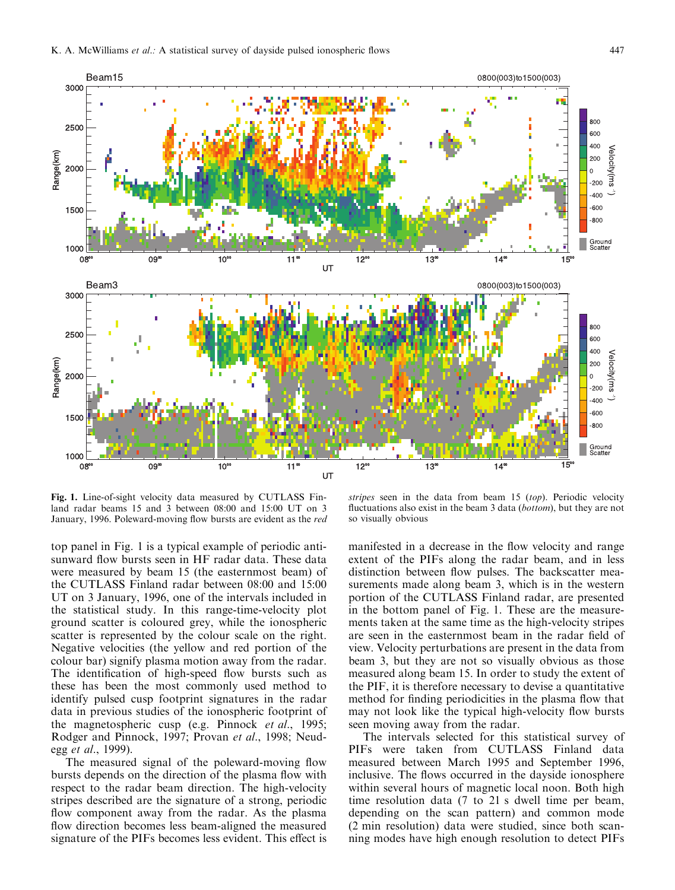**Fig. 1.** Line-of-sight velocity data measured by CUTLASS Finland radar beams 15 and 3 between 08:00 and 15:00 UT on 3 January, 1996. Poleward-moving flow bursts are evident as the *red stripes* seen in the data from beam 15 (*top*). Periodic velocity fluctuations also exist in the beam 3 data (*bottom*), but they are not so visually obvious

top panel in Fig. 1 is a typical example of periodic antisunward flow bursts seen in HF radar data. These data were measured by beam 15 (the easternmost beam) of the CUTLASS Finland radar between 08:00 and 15:00 UT on 3 January, 1996, one of the intervals included in the statistical study. In this range-time-velocity plot ground scatter is coloured grey, while the ionospheric scatter is represented by the colour scale on the right. Negative velocities (the yellow and red portion of the colour bar) signify plasma motion away from the radar. The identification of high-speed flow bursts such as these has been the most commonly used method to identify pulsed cusp footprint signatures in the radar data in previous studies of the ionospheric footprint of the magnetospheric cusp (e.g. Pinnock *et al*., 1995; Rodger and Pinnock, 1997; Provan *et al*., 1998; Neudegg *et al*., 1999).

The measured signal of the poleward-moving flow bursts depends on the direction of the plasma flow with respect to the radar beam direction. The high-velocity stripes described are the signature of a strong, periodic flow component away from the radar. As the plasma flow direction becomes less beam-aligned the measured signature of the PIFs becomes less evident. This effect is manifested in a decrease in the flow velocity and range extent of the PIFs along the radar beam, and in less distinction between flow pulses. The backscatter measurements made along beam 3, which is in the western portion of the CUTLASS Finland radar, are presented in the bottom panel of Fig. 1. These are the measurements taken at the same time as the high-velocity stripes are seen in the easternmost beam in the radar field of view. Velocity perturbations are present in the data from beam 3, but they are not so visually obvious as those measured along beam 15. In order to study the extent of the PIF, it is therefore necessary to devise a quantitative method for finding periodicities in the plasma flow that may not look like the typical high-velocity flow bursts seen moving away from the radar.

The intervals selected for this statistical survey of PIFs were taken from CUTLASS Finland data measured between March 1995 and September 1996, inclusive. The flows occurred in the dayside ionosphere within several hours of magnetic local noon. Both high time resolution data (7 to 21 s dwell time per beam, depending on the scan pattern) and common mode (2 min resolution) data were studied, since both scanning modes have high enough resolution to detect PIFs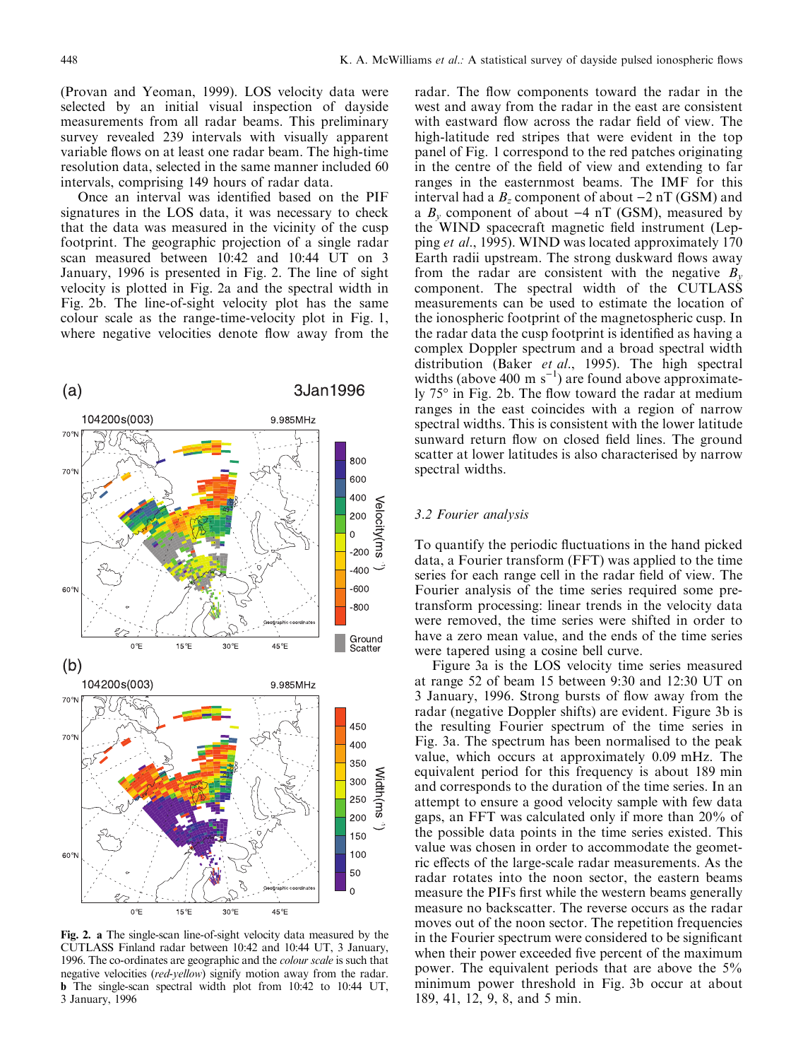(Provan and Yeoman, 1999). LOS velocity data were selected by an initial visual inspection of dayside measurements from all radar beams. This preliminary survey revealed 239 intervals with visually apparent variable flows on at least one radar beam. The high-time resolution data, selected in the same manner included 60 intervals, comprising 149 hours of radar data.

Once an interval was identified based on the PIF signatures in the LOS data, it was necessary to check that the data was measured in the vicinity of the cusp footprint. The geographic projection of a single radar scan measured between 10:42 and 10:44 UT on 3 January, 1996 is presented in Fig. 2. The line of sight velocity is plotted in Fig. 2a and the spectral width in Fig. 2b. The line-of-sight velocity plot has the same colour scale as the range-time-velocity plot in Fig. 1, where negative velocities denote flow away from the radar. The flow components toward the radar in the west and away from the radar in the east are consistent with eastward flow across the radar field of view. The high-latitude red stripes that were evident in the top panel of Fig. 1 correspond to the red patches originating in the centre of the field of view and extending to far ranges in the easternmost beams. The IMF for this interval had a $B_z$ component of about $-2$ nT (GSM) and a $B_y$ component of about $-4$ nT (GSM), measured by the WIND spacecraft magnetic field instrument (Lepping *et al*., 1995). WIND was located approximately 170 Earth radii upstream. The strong duskward flows away from the radar are consistent with the negative $B_y$ component. The spectral width of the CUTLASS measurements can be used to estimate the location of the ionospheric footprint of the magnetospheric cusp. In the radar data the cusp footprint is identified as having a complex Doppler spectrum and a broad spectral width distribution (Baker *et al*., 1995). The high spectral widths (above 400 m $s^{-1}$) are found above approximately 75° in Fig. 2b. The flow toward the radar at medium ranges in the east coincides with a region of narrow spectral widths. This is consistent with the lower latitude sunward return flow on closed field lines. The ground scatter at lower latitudes is also characterised by narrow spectral widths.

**Fig. 2. a** The single-scan line-of-sight velocity data measured by the CUTLASS Finland radar between 10:42 and 10:44 UT, 3 January, 1996. The co-ordinates are geographic and the *colour scale* is such that negative velocities (*red-yellow*) signify motion away from the radar. **b** The single-scan spectral width plot from 10:42 to 10:44 UT, 3 January, 1996

### 3.2 Fourier analysis

To quantify the periodic fluctuations in the hand picked data, a Fourier transform (FFT) was applied to the time series for each range cell in the radar field of view. The Fourier analysis of the time series required some pre-transform processing: linear trends in the velocity data were removed, the time series were shifted in order to have a zero mean value, and the ends of the time series were tapered using a cosine bell curve.

Figure 3a is the LOS velocity time series measured at range 52 of beam 15 between 9:30 and 12:30 UT on 3 January, 1996. Strong bursts of flow away from the radar (negative Doppler shifts) are evident. Figure 3b is the resulting Fourier spectrum of the time series in Fig. 3a. The spectrum has been normalised to the peak value, which occurs at approximately 0.09 mHz. The equivalent period for this frequency is about 189 min and corresponds to the duration of the time series. In an attempt to ensure a good velocity sample with few data gaps, an FFT was calculated only if more than 20% of the possible data points in the time series existed. This value was chosen in order to accommodate the geometric effects of the large-scale radar measurements. As the radar rotates into the noon sector, the eastern beams measure the PIFs first while the western beams generally measure no backscatter. The reverse occurs as the radar moves out of the noon sector. The repetition frequencies in the Fourier spectrum were considered to be significant when their power exceeded five percent of the maximum power. The equivalent periods that are above the 5% minimum power threshold in Fig. 3b occur at about 189, 41, 12, 9, 8, and 5 min.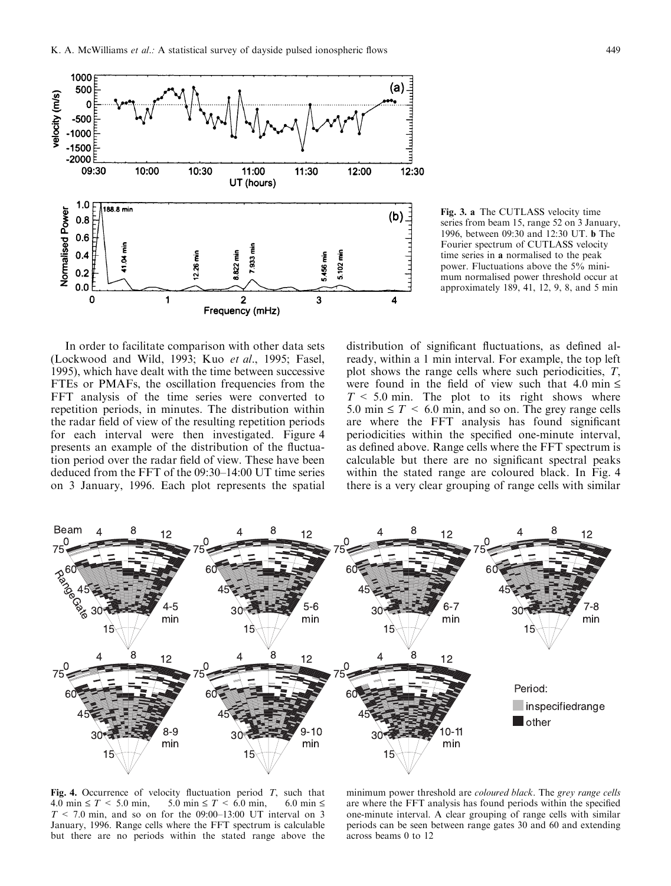Fig. 3. **a** The CUTLASS velocity time series from beam 15, range 52 on 3 January, 1996, between 09:30 and 12:30 UT. **b** The Fourier spectrum of CUTLASS velocity time series in **a** normalised to the peak power. Fluctuations above the 5% minimum normalised power threshold occur at approximately 189, 41, 12, 9, 8, and 5 min

In order to facilitate comparison with other data sets (Lockwood and Wild, 1993; Kuo *et al*., 1995; Fasel, 1995), which have dealt with the time between successive FTEs or PMAFs, the oscillation frequencies from the FFT analysis of the time series were converted to repetition periods, in minutes. The distribution within the radar field of view of the resulting repetition periods for each interval were then investigated. Figure 4 presents an example of the distribution of the fluctuation period over the radar field of view. These have been deduced from the FFT of the 09:30–14:00 UT time series on 3 January, 1996. Each plot represents the spatial distribution of significant fluctuations, as defined already, within a 1 min interval. For example, the top left plot shows the range cells where such periodicities, $T$, were found in the field of view such that $4.0\ \text{min} \leq T < 5.0\ \text{min}$. The plot to its right shows where $5.0\ \text{min} \leq T < 6.0\ \text{min}$, and so on. The grey range cells are where the FFT analysis has found significant periodicities within the specified one-minute interval, as defined above. Range cells where the FFT spectrum is calculable but there are no significant spectral peaks within the stated range are coloured black. In Fig. 4 there is a very clear grouping of range cells with similar

Fig. 4. Occurrence of velocity fluctuation period $T$, such that $4.0\ \text{min} \leq T < 5.0\ \text{min}$, $5.0\ \text{min} \leq T < 6.0\ \text{min}$, $6.0\ \text{min} \leq T < 7.0\ \text{min}$, and so on for the 09:00–13:00 UT interval on 3 January, 1996. Range cells where the FFT spectrum is calculable but there are no periods within the stated range above the minimum power threshold are *coloured black*. The *grey range cells* are where the FFT analysis has found periods within the specified one-minute interval. A clear grouping of range cells with similar periods can be seen between range gates 30 and 60 and extending across beams 0 to 12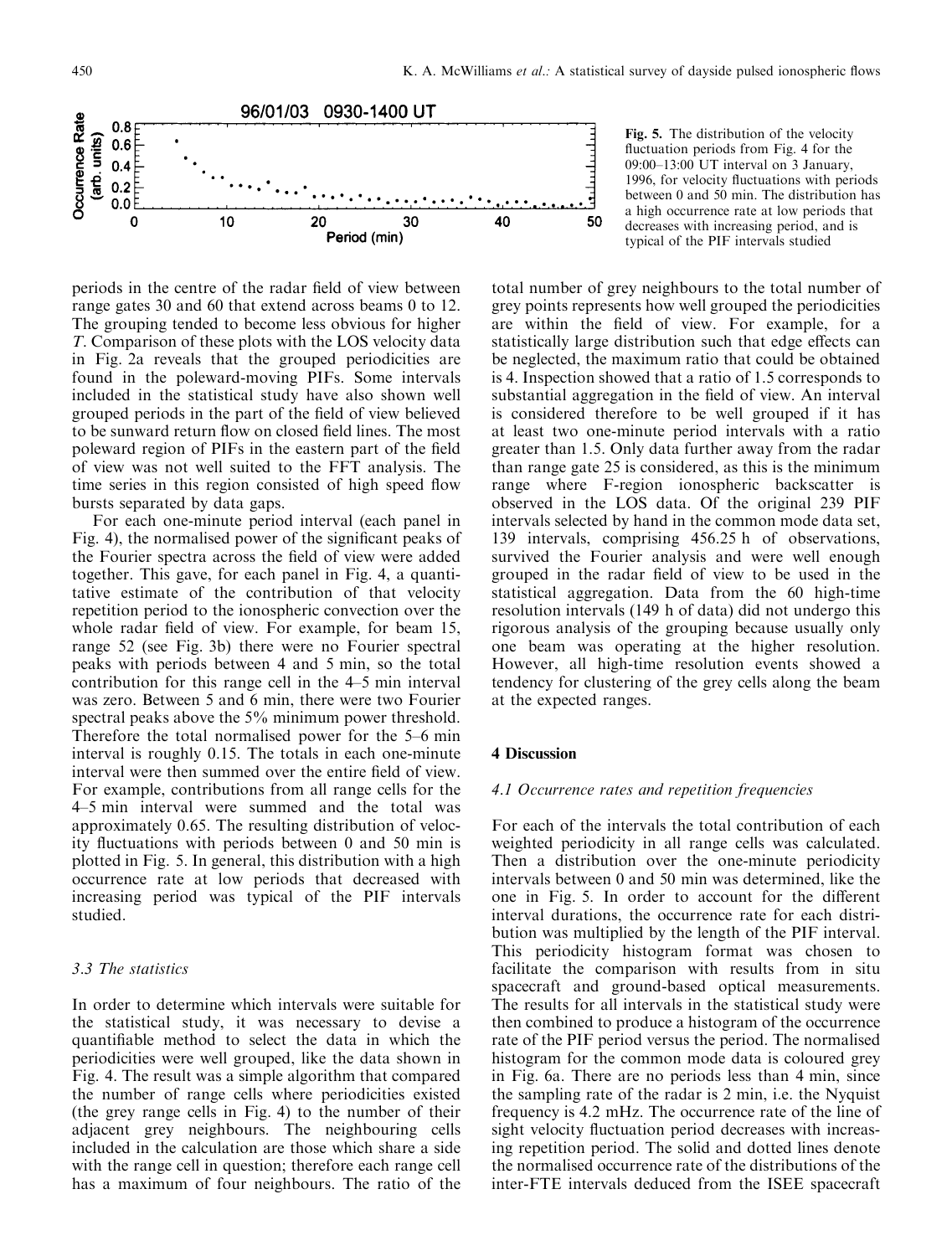Fig. 5. The distribution of the velocity fluctuation periods from Fig. 4 for the 09:00–13:00 UT interval on 3 January, 1996, for velocity fluctuations with periods between 0 and 50 min. The distribution has a high occurrence rate at low periods that decreases with increasing period, and is typical of the PIF intervals studied

periods in the centre of the radar field of view between range gates 30 and 60 that extend across beams 0 to 12. The grouping tended to become less obvious for higher $T$. Comparison of these plots with the LOS velocity data in Fig. 2a reveals that the grouped periodicities are found in the poleward-moving PIFs. Some intervals included in the statistical study have also shown well grouped periods in the part of the field of view believed to be sunward return flow on closed field lines. The most poleward region of PIFs in the eastern part of the field of view was not well suited to the FFT analysis. The time series in this region consisted of high speed flow bursts separated by data gaps.

For each one-minute period interval (each panel in Fig. 4), the normalised power of the significant peaks of the Fourier spectra across the field of view were added together. This gave, for each panel in Fig. 4, a quantitative estimate of the contribution of that velocity repetition period to the ionospheric convection over the whole radar field of view. For example, for beam 15, range 52 (see Fig. 3b) there were no Fourier spectral peaks with periods between 4 and 5 min, so the total contribution for this range cell in the 4–5 min interval was zero. Between 5 and 6 min, there were two Fourier spectral peaks above the 5% minimum power threshold. Therefore the total normalised power for the 5–6 min interval is roughly 0.15. The totals in each one-minute interval were then summed over the entire field of view. For example, contributions from all range cells for the 4–5 min interval were summed and the total was approximately 0.65. The resulting distribution of velocity fluctuations with periods between 0 and 50 min is plotted in Fig. 5. In general, this distribution with a high occurrence rate at low periods that decreased with increasing period was typical of the PIF intervals studied.

### 3.3 The statistics

In order to determine which intervals were suitable for the statistical study, it was necessary to devise a quantifiable method to select the data in which the periodicities were well grouped, like the data shown in Fig. 4. The result was a simple algorithm that compared the number of range cells where periodicities existed (the grey range cells in Fig. 4) to the number of their adjacent grey neighbours. The neighbouring cells included in the calculation are those which share a side with the range cell in question; therefore each range cell has a maximum of four neighbours. The ratio of the total number of grey neighbours to the total number of grey points represents how well grouped the periodicities are within the field of view. For example, for a statistically large distribution such that edge effects can be neglected, the maximum ratio that could be obtained is 4. Inspection showed that a ratio of 1.5 corresponds to substantial aggregation in the field of view. An interval is considered therefore to be well grouped if it has at least two one-minute period intervals with a ratio greater than 1.5. Only data further away from the radar than range gate 25 is considered, as this is the minimum range where F-region ionospheric backscatter is observed in the LOS data. Of the original 239 PIF intervals selected by hand in the common mode data set, 139 intervals, comprising 456.25 h of observations, survived the Fourier analysis and were well enough grouped in the radar field of view to be used in the statistical aggregation. Data from the 60 high-time resolution intervals (149 h of data) did not undergo this rigorous analysis of the grouping because usually only one beam was operating at the higher resolution. However, all high-time resolution events showed a tendency for clustering of the grey cells along the beam at the expected ranges.

## 4 Discussion

### 4.1 Occurrence rates and repetition frequencies

For each of the intervals the total contribution of each weighted periodicity in all range cells was calculated. Then a distribution over the one-minute periodicity intervals between 0 and 50 min was determined, like the one in Fig. 5. In order to account for the different interval durations, the occurrence rate for each distribution was multiplied by the length of the PIF interval. This periodicity histogram format was chosen to facilitate the comparison with results from in situ spacecraft and ground-based optical measurements. The results for all intervals in the statistical study were then combined to produce a histogram of the occurrence rate of the PIF period versus the period. The normalised histogram for the common mode data is coloured grey in Fig. 6a. There are no periods less than 4 min, since the sampling rate of the radar is 2 min, i.e. the Nyquist frequency is 4.2 mHz. The occurrence rate of the line of sight velocity fluctuation period decreases with increasing repetition period. The solid and dotted lines denote the normalised occurrence rate of the distributions of the inter-FTE intervals deduced from the ISEE spacecraft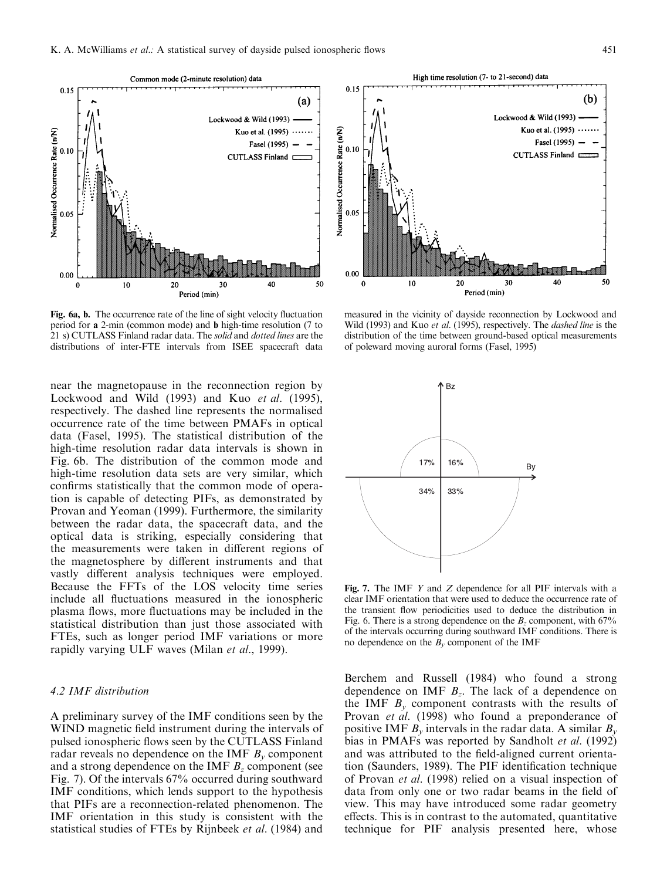Fig. 6a, b. The occurrence rate of the line of sight velocity fluctuation period for **a** 2-min (common mode) and **b** high-time resolution (7 to 21 s) CUTLASS Finland radar data. The *solid* and *dotted lines* are the distributions of inter-FTE intervals from ISEE spacecraft data measured in the vicinity of dayside reconnection by Lockwood and Wild (1993) and Kuo *et al*. (1995), respectively. The *dashed line* is the distribution of the time between ground-based optical measurements of poleward moving auroral forms (Fasel, 1995)

near the magnetopause in the reconnection region by Lockwood and Wild (1993) and Kuo *et al*. (1995), respectively. The dashed line represents the normalised occurrence rate of the time between PMAFs in optical data (Fasel, 1995). The statistical distribution of the high-time resolution radar data intervals is shown in Fig. 6b. The distribution of the common mode and high-time resolution data sets are very similar, which confirms statistically that the common mode of operation is capable of detecting PIFs, as demonstrated by Provan and Yeoman (1999). Furthermore, the similarity between the radar data, the spacecraft data, and the optical data is striking, especially considering that the measurements were taken in different regions of the magnetosphere by different instruments and that vastly different analysis techniques were employed. Because the FFTs of the LOS velocity time series include all fluctuations measured in the ionospheric plasma flows, more fluctuations may be included in the statistical distribution than just those associated with FTEs, such as longer period IMF variations or more rapidly varying ULF waves (Milan *et al*., 1999).

### 4.2 IMF distribution

A preliminary survey of the IMF conditions seen by the WIND magnetic field instrument during the intervals of pulsed ionospheric flows seen by the CUTLASS Finland radar reveals no dependence on the IMF $B_y$ component and a strong dependence on the IMF $B_z$ component (see Fig. 7). Of the intervals 67% occurred during southward IMF conditions, which lends support to the hypothesis that PIFs are a reconnection-related phenomenon. The IMF orientation in this study is consistent with the statistical studies of FTEs by Rijnbeek *et al*. (1984) and Berchem and Russell (1984) who found a strong dependence on IMF $B_z$. The lack of a dependence on the IMF $B_y$ component contrasts with the results of Provan *et al*. (1998) who found a preponderance of positive IMF $B_y$ intervals in the radar data. A similar $B_y$ bias in PMAFs was reported by Sandholt *et al*. (1992) and was attributed to the field-aligned current orientation (Saunders, 1989). The PIF identification technique of Provan *et al*. (1998) relied on a visual inspection of data from only one or two radar beams in the field of view. This may have introduced some radar geometry effects. This is in contrast to the automated, quantitative technique for PIF analysis presented here, whose

Fig. 7. The IMF $Y$ and $Z$ dependence for all PIF intervals with a clear IMF orientation that were used to deduce the occurrence rate of the transient flow periodicities used to deduce the distribution in Fig. 6. There is a strong dependence on the $B_z$ component, with 67% of the intervals occurring during southward IMF conditions. There is no dependence on the $B_y$ component of the IMF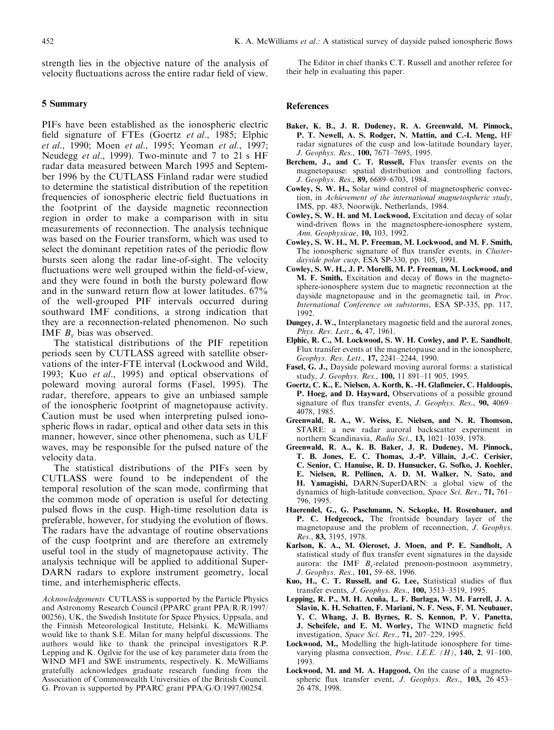strength lies in the objective nature of the analysis of velocity fluctuations across the entire radar field of view.

## 5 Summary

PIFs have been established as the ionospheric electric field signature of FTEs (Goertz *et al*., 1985; Elphic *et al*., 1990; Moen *et al*., 1995; Yeoman *et al*., 1997; Neudegg *et al*., 1999). Two-minute and 7 to 21 s HF radar data measured between March 1995 and September 1996 by the CUTLASS Finland radar were studied to determine the statistical distribution of the repetition frequencies of ionospheric electric field fluctuations in the footprint of the dayside magnetic reconnection region in order to make a comparison with in situ measurements of reconnection. The analysis technique was based on the Fourier transform, which was used to select the dominant repetition rates of the periodic flow bursts seen along the radar line-of-sight. The velocity fluctuations were well grouped within the field-of-view, and they were found in both the bursty poleward flow and in the sunward return flow at lower latitudes. 67% of the well-grouped PIF intervals occurred during southward IMF conditions, a strong indication that they are a reconnection-related phenomenon. No such IMF $B_y$ bias was observed.

The statistical distributions of the PIF repetition periods seen by CUTLASS agreed with satellite observations of the inter-FTE interval (Lockwood and Wild, 1993; Kuo *et al*., 1995) and optical observations of poleward moving auroral forms (Fasel, 1995). The radar, therefore, appears to give an unbiased sample of the ionospheric footprint of magnetopause activity. Caution must be used when interpreting pulsed ionospheric flows in radar, optical and other data sets in this manner, however, since other phenomena, such as ULF waves, may be responsible for the pulsed nature of the velocity data.

The statistical distributions of the PIFs seen by CUTLASS were found to be independent of the temporal resolution of the scan mode, confirming that the common mode of operation is useful for detecting pulsed flows in the cusp. High-time resolution data is preferable, however, for studying the evolution of flows. The radars have the advantage of routine observations of the cusp footprint and are therefore an extremely useful tool in the study of magnetopause activity. The analysis technique will be applied to additional SuperDARN radars to explore instrument geometry, local time, and interhemispheric effects.

*Acknowledgements* CUTLASS is supported by the Particle Physics and Astronomy Research Council (PPARC grant PPA/R/R/1997/00256), UK, the Swedish Institute for Space Physics, Uppsala, and the Finnish Meteorological Institute, Helsinki. K. McWilliams would like to thank S.E. Milan for many helpful discussions. The authors would like to thank the principal investigators R.P. Lepping and K. Ogilvie for the use of key parameter data from the WIND MFI and SWE instruments, respectively. K. McWilliams gratefully acknowledges graduate research funding from the Association of Commonwealth Universities of the British Council. G. Provan is supported by PPARC grant PPA/G/O/1997/00254.

The Editor in chief thanks C.T. Russell and another referee for their help in evaluating this paper.

## References

**Baker, K. B., J. R. Dudeney, R. A. Greenwald, M. Pinnock, P. T. Newell, A. S. Rodger, N. Mattin, and C.-I. Meng,** HF radar signatures of the cusp and low-latitude boundary layer, *J. Geophys. Res*., **100,** 7671–7695, 1995.

**Berchem, J., and C. T. Russell,** Flux transfer events on the magnetopause: spatial distribution and controlling factors, *J. Geophys. Res*., **89,** 6689–6703, 1984.

**Cowley, S. W. H.,** Solar wind control of magnetospheric convection, in *Achievement of the international magnetospheric study*, IMS, pp. 483, Noorwijk, Netherlands, 1984.

**Cowley, S. W. H. and M. Lockwood,** Excitation and decay of solar wind-driven flows in the magnetosphere-ionosphere system, *Ann. Geophysicae*, **10,** 103, 1992.

**Cowley, S. W. H., M. P. Freeman, M. Lockwood, and M. F. Smith,** The ionospheric signature of flux transfer events, in *Cluster-dayside polar cusp*, ESA SP-330, pp. 105, 1991.

**Cowley, S. W. H., J. P. Morelli, M. P. Freeman, M. Lockwood, and M. F. Smith,** Excitation and decay of flows in the magnetosphere-ionosphere system due to magnetic reconnection at the dayside magnetopause and in the geomagnetic tail, in *Proc. International Conference on substorms*, ESA SP-335, pp. 117, 1992.

**Dungey, J. W.,** Interplanetary magnetic field and the auroral zones, *Phys. Rev. Lett*., **6,** 47, 1961.

**Elphic, R. C., M. Lockwood, S. W. H. Cowley, and P. E. Sandholt,** Flux transfer events at the magnetopause and in the ionosphere, *Geophys. Res. Lett*., **17,** 2241–2244, 1990.

**Fasel, G. J.,** Dayside poleward moving auroral forms: a statistical study, *J. Geophys. Res*., **100,** 11 891–11 905, 1995.

**Goertz, C. K., E. Nielsen, A. Korth, K. -H. Glaßmeier, C. Haldoupis, P. Hoeg, and D. Hayward,** Observations of a possible ground signature of flux transfer events, *J. Geophys. Res*., **90,** 4069–4078, 1985.

**Greenwald, R. A., W. Weiss, E. Nielsen, and N. R. Thomson,** STARE: a new radar auroral backscatter experiment in northern Scandinavia, *Radio Sci*., **13,** 1021–1039, 1978.

**Greenwald, R. A., K. B. Baker, J. R. Dudeney, M. Pinnock, T. B. Jones, E. C. Thomas, J.-P. Villain, J.-C. Cerisier, C. Senior, C. Hanuise, R. D. Hunsucker, G. Sofko, J. Koehler, E. Nielsen, R. Pellinen, A. D. M. Walker, N. Sato, and H. Yamagishi,** DARN/SuperDARN: a global view of the dynamics of high-latitude convection, *Space Sci. Rev*., **71,** 761–796, 1995.

**Haerendel, G., G. Paschmann, N. Sckopke, H. Rosenbauer, and P. C. Hedgecock,** The frontside boundary layer of the magnetopause and the problem of reconnection, *J. Geophys. Res*., **83,** 3195, 1978.

**Karlson, K. A., M. Øieroset, J. Moen, and P. E. Sandholt,** A statistical study of flux transfer event signatures in the dayside aurora: the IMF $B_y$-related prenoon-postnoon asymmetry, *J. Geophys. Res*., **101,** 59–68, 1996.

**Kuo, H., C. T. Russell, and G. Lee,** Statistical studies of flux transfer events, *J. Geophys. Res*., **100,** 3513–3519, 1995.

**Lepping, R. P., M. H. Acuña, L. F. Burlaga, W. M. Farrell, J. A. Slavin, K. H. Schatten, F. Mariani, N. F. Ness, F. M. Neubauer, Y. C. Whang, J. B. Byrnes, R. S. Kennon, P. V. Panetta, J. Scheifele, and E. M. Worley,** The WIND magnetic field investigation, *Space Sci. Rev*., **71,** 207–229, 1995.

**Lockwood, M.,** Modelling the high-latitude ionosphere for time-varying plasma convection, *Proc. I.E.E. (H)*, **140, 2,** 91–100, 1993.

**Lockwood, M. and M. A. Hapgood,** On the cause of a magnetospheric flux transfer event, *J. Geophys. Res*., **103,** 26 453–26 478, 1998.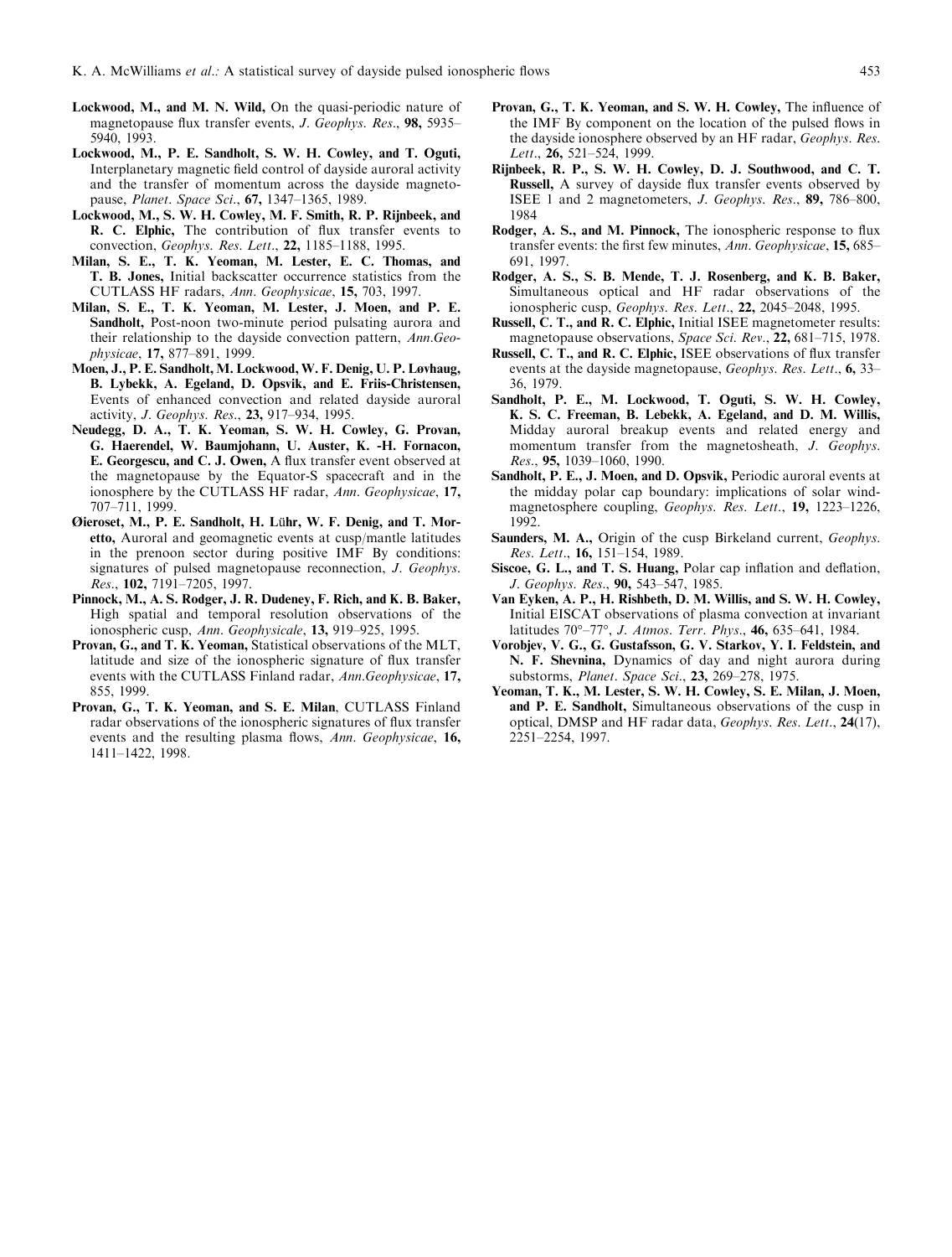**Lockwood, M., and M. N. Wild,** On the quasi-periodic nature of magnetopause flux transfer events, *J. Geophys. Res.*, **98,** 5935–5940, 1993.

**Lockwood, M., P. E. Sandholt, S. W. H. Cowley, and T. Oguti,** Interplanetary magnetic field control of dayside auroral activity and the transfer of momentum across the dayside magnetopause, *Planet. Space Sci.*, **67,** 1347–1365, 1989.

**Lockwood, M., S. W. H. Cowley, M. F. Smith, R. P. Rijnbeek, and R. C. Elphic,** The contribution of flux transfer events to convection, *Geophys. Res. Lett.*, **22,** 1185–1188, 1995.

**Milan, S. E., T. K. Yeoman, M. Lester, E. C. Thomas, and T. B. Jones,** Initial backscatter occurrence statistics from the CUTLASS HF radars, *Ann. Geophysicae*, **15,** 703, 1997.

**Milan, S. E., T. K. Yeoman, M. Lester, J. Moen, and P. E. Sandholt,** Post-noon two-minute period pulsating aurora and their relationship to the dayside convection pattern, *Ann.Geophysicae*, **17,** 877–891, 1999.

**Moen, J., P. E. Sandholt, M. Lockwood, W. F. Denig, U. P. Løvhaug, B. Lybekk, A. Egeland, D. Opsvik, and E. Friis-Christensen,** Events of enhanced convection and related dayside auroral activity, *J. Geophys. Res.*, **23,** 917–934, 1995.

**Neudegg, D. A., T. K. Yeoman, S. W. H. Cowley, G. Provan, G. Haerendel, W. Baumjohann, U. Auster, K. -H. Fornacon, E. Georgescu, and C. J. Owen,** A flux transfer event observed at the magnetopause by the Equator-S spacecraft and in the ionosphere by the CUTLASS HF radar, *Ann. Geophysicae*, **17,** 707–711, 1999.

**Øieroset, M., P. E. Sandholt, H. Lühr, W. F. Denig, and T. Moretto,** Auroral and geomagnetic events at cusp/mantle latitudes in the prenoon sector during positive IMF By conditions: signatures of pulsed magnetopause reconnection, *J. Geophys. Res.*, **102,** 7191–7205, 1997.

**Pinnock, M., A. S. Rodger, J. R. Dudeney, F. Rich, and K. B. Baker,** High spatial and temporal resolution observations of the ionospheric cusp, *Ann. Geophysicae*, **13,** 919–925, 1995.

**Provan, G., and T. K. Yeoman,** Statistical observations of the MLT, latitude and size of the ionospheric signature of flux transfer events with the CUTLASS Finland radar, *Ann.Geophysicae*, **17,** 855, 1999.

**Provan, G., T. K. Yeoman, and S. E. Milan**, CUTLASS Finland radar observations of the ionospheric signatures of flux transfer events and the resulting plasma flows, *Ann. Geophysicae*, **16,** 1411–1422, 1998.

**Provan, G., T. K. Yeoman, and S. W. H. Cowley,** The influence of the IMF By component on the location of the pulsed flows in the dayside ionosphere observed by an HF radar, *Geophys. Res. Lett.*, **26,** 521–524, 1999.

**Rijnbeek, R. P., S. W. H. Cowley, D. J. Southwood, and C. T. Russell,** A survey of dayside flux transfer events observed by ISEE 1 and 2 magnetometers, *J. Geophys. Res.*, **89,** 786–800, 1984

**Rodger, A. S., and M. Pinnock,** The ionospheric response to flux transfer events: the first few minutes, *Ann. Geophysicae*, **15,** 685–691, 1997.

**Rodger, A. S., S. B. Mende, T. J. Rosenberg, and K. B. Baker,** Simultaneous optical and HF radar observations of the ionospheric cusp, *Geophys. Res. Lett.*, **22,** 2045–2048, 1995.

**Russell, C. T., and R. C. Elphic,** Initial ISEE magnetometer results: magnetopause observations, *Space Sci. Rev.*, **22,** 681–715, 1978.

**Russell, C. T., and R. C. Elphic,** ISEE observations of flux transfer events at the dayside magnetopause, *Geophys. Res. Lett.*, **6,** 33–36, 1979.

**Sandholt, P. E., M. Lockwood, T. Oguti, S. W. H. Cowley, K. S. C. Freeman, B. Lebekk, A. Egeland, and D. M. Willis,** Midday auroral breakup events and related energy and momentum transfer from the magnetosheath, *J. Geophys. Res.*, **95,** 1039–1060, 1990.

**Sandholt, P. E., J. Moen, and D. Opsvik,** Periodic auroral events at the midday polar cap boundary: implications of solar wind-magnetosphere coupling, *Geophys. Res. Lett.*, **19,** 1223–1226, 1992.

**Saunders, M. A.,** Origin of the cusp Birkeland current, *Geophys. Res. Lett.*, **16,** 151–154, 1989.

**Siscoe, G. L., and T. S. Huang,** Polar cap inflation and deflation, *J. Geophys. Res.*, **90,** 543–547, 1985.

**Van Eyken, A. P., H. Rishbeth, D. M. Willis, and S. W. H. Cowley,** Initial EISCAT observations of plasma convection at invariant latitudes 70°–77°, *J. Atmos. Terr. Phys.*, **46,** 635–641, 1984.

**Vorobjev, V. G., G. Gustafsson, G. V. Starkov, Y. I. Feldstein, and N. F. Shevnina,** Dynamics of day and night aurora during substorms, *Planet. Space Sci.*, **23,** 269–278, 1975.

**Yeoman, T. K., M. Lester, S. W. H. Cowley, S. E. Milan, J. Moen, and P. E. Sandholt,** Simultaneous observations of the cusp in optical, DMSP and HF radar data, *Geophys. Res. Lett.*, **24**(17), 2251–2254, 1997.